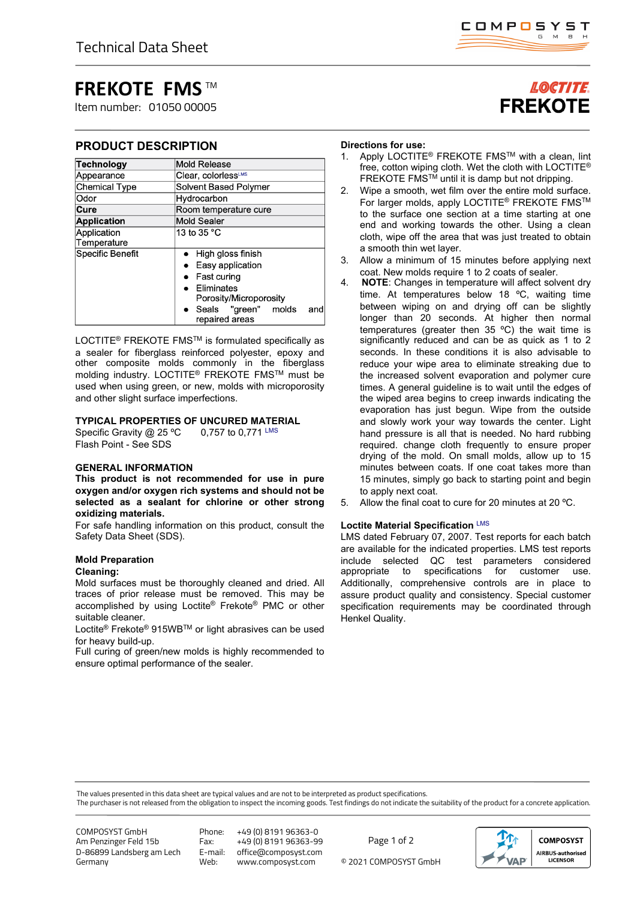Technical Data Sheet

# FREKOTE FMS ™

Item number: 01050 00005

LOCTITE FREKOTE

## PRODUCT DESCRIPTION

| Technology | Mold Release |
|---|---|
| Appearance | Clear, colorless[LMS] |
| Chemical Type | Solvent Based Polymer |
| Odor | Hydrocarbon |
| Cure | Room temperature cure |
| Application | Mold Sealer |
| Application Temperature | 13 to 35 °C |
| Specific Benefit | • High gloss finish<br>• Easy application<br>• Fast curing<br>• Eliminates Porosity/Microporosity<br>• Seals "green" molds and repaired areas |

LOCTITE® FREKOTE FMS™ is formulated specifically as a sealer for fiberglass reinforced polyester, epoxy and other composite molds commonly in the fiberglass molding industry. LOCTITE® FREKOTE FMS™ must be used when using green, or new, molds with microporosity and other slight surface imperfections.

## TYPICAL PROPERTIES OF UNCURED MATERIAL

Specific Gravity @ 25 °C 0,757 to 0,771 [LMS]
Flash Point - See SDS

## GENERAL INFORMATION

**This product is not recommended for use in pure oxygen and/or oxygen rich systems and should not be selected as a sealant for chlorine or other strong oxidizing materials.**

For safe handling information on this product, consult the Safety Data Sheet (SDS).

### Mold Preparation

**Cleaning:**

Mold surfaces must be thoroughly cleaned and dried. All traces of prior release must be removed. This may be accomplished by using Loctite® Frekote® PMC or other suitable cleaner.

Loctite® Frekote® 915WB™ or light abrasives can be used for heavy build-up.

Full curing of green/new molds is highly recommended to ensure optimal performance of the sealer.

### Directions for use:

1. Apply LOCTITE® FREKOTE FMS™ with a clean, lint free, cotton wiping cloth. Wet the cloth with LOCTITE® FREKOTE FMS™ until it is damp but not dripping.
2. Wipe a smooth, wet film over the entire mold surface. For larger molds, apply LOCTITE® FREKOTE FMS™ to the surface one section at a time starting at one end and working towards the other. Using a clean cloth, wipe off the area that was just treated to obtain a smooth thin wet layer.
3. Allow a minimum of 15 minutes before applying next coat. New molds require 1 to 2 coats of sealer.
4. **NOTE**: Changes in temperature will affect solvent dry time. At temperatures below 18 ºC, waiting time between wiping on and drying off can be slightly longer than 20 seconds. At higher then normal temperatures (greater then 35 ºC) the wait time is significantly reduced and can be as quick as 1 to 2 seconds. In these conditions it is also advisable to reduce your wipe area to eliminate streaking due to the increased solvent evaporation and polymer cure times. A general guideline is to wait until the edges of the wiped area begins to creep inwards indicating the evaporation has just begun. Wipe from the outside and slowly work your way towards the center. Light hand pressure is all that is needed. No hard rubbing required. change cloth frequently to ensure proper drying of the mold. On small molds, allow up to 15 minutes between coats. If one coat takes more than 15 minutes, simply go back to starting point and begin to apply next coat.
5. Allow the final coat to cure for 20 minutes at 20 ºC.

### Loctite Material Specification [LMS]

LMS dated February 07, 2007. Test reports for each batch are available for the indicated properties. LMS test reports include selected QC test parameters considered appropriate to specifications for customer use. Additionally, comprehensive controls are in place to assure product quality and consistency. Special customer specification requirements may be coordinated through Henkel Quality.

The values presented in this data sheet are typical values and are not to be interpreted as product specifications.
The purchaser is not released from the obligation to inspect the incoming goods. Test findings do not indicate the suitability of the product for a concrete application.

COMPOSYST GmbH
Am Penzinger Feld 15b
D-86899 Landsberg am Lech
Germany

Phone: +49 (0) 8191 96363-0
Fax: +49 (0) 8191 96363-99
E-mail: office@composyst.com
Web: www.composyst.com

© 2021 COMPOSYST GmbH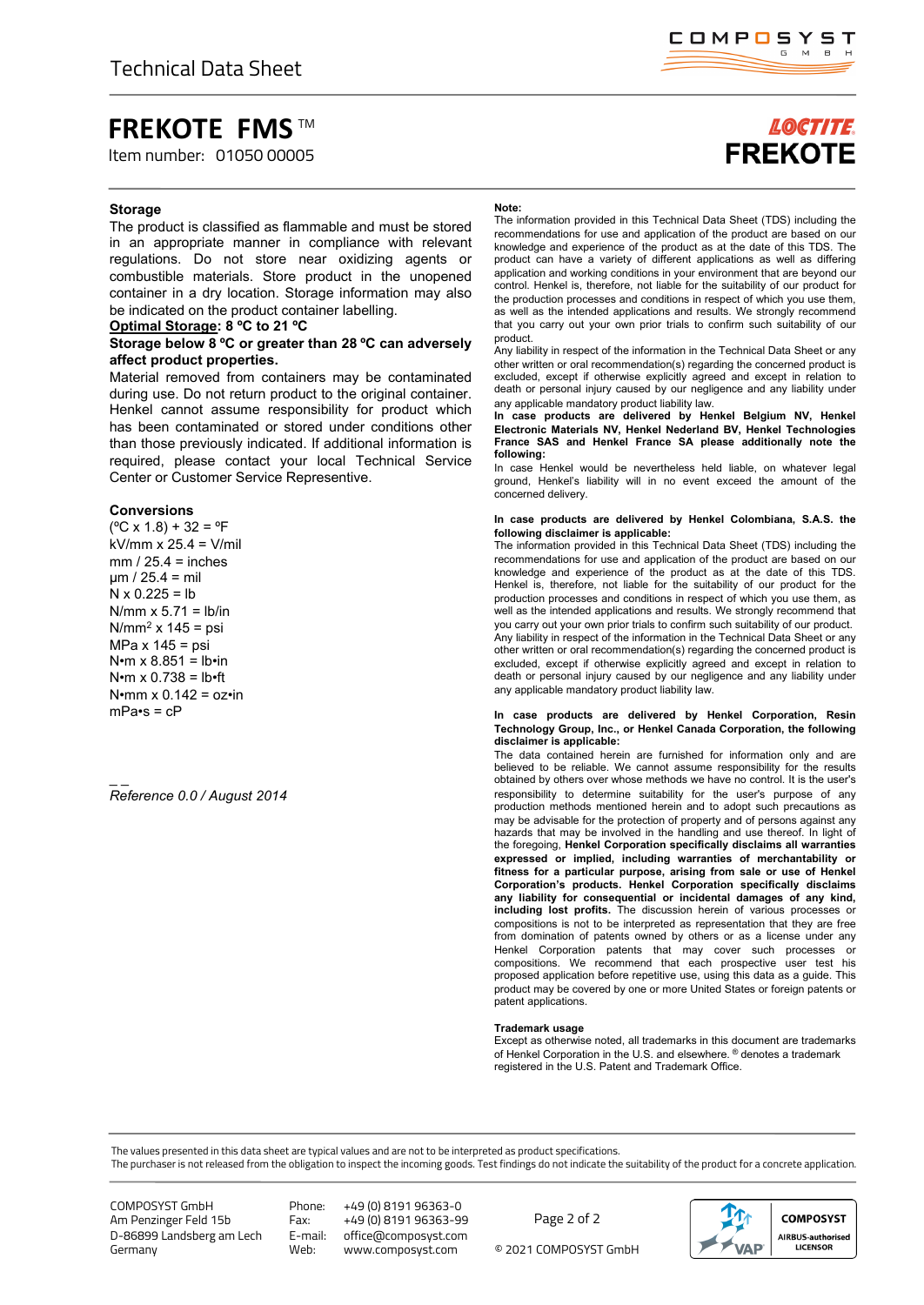# FREKOTE FMS™

Item number: 01050 00005

## Storage

The product is classified as flammable and must be stored in an appropriate manner in compliance with relevant regulations. Do not store near oxidizing agents or combustible materials. Store product in the unopened container in a dry location. Storage information may also be indicated on the product container labelling.

**Optimal Storage: 8 ºC to 21 ºC**

**Storage below 8 ºC or greater than 28 ºC can adversely affect product properties.**

Material removed from containers may be contaminated during use. Do not return product to the original container. Henkel cannot assume responsibility for product which has been contaminated or stored under conditions other than those previously indicated. If additional information is required, please contact your local Technical Service Center or Customer Service Representive.

## Conversions

(ºC x 1.8) + 32 = ºF
kV/mm x 25.4 = V/mil
mm / 25.4 = inches
µm / 25.4 = mil
N x 0.225 = lb
N/mm x 5.71 = lb/in
N/mm² x 145 = psi
MPa x 145 = psi
N•m x 8.851 = lb•in
N•m x 0.738 = lb•ft
N•mm x 0.142 = oz•in
mPa•s = cP

*Reference 0.0 / August 2014*

**Note:**
The information provided in this Technical Data Sheet (TDS) including the recommendations for use and application of the product are based on our knowledge and experience of the product as at the date of this TDS. The product can have a variety of different applications as well as differing application and working conditions in your environment that are beyond our control. Henkel is, therefore, not liable for the suitability of our product for the production processes and conditions in respect of which you use them, as well as the intended applications and results. We strongly recommend that you carry out your own prior trials to confirm such suitability of our product.
Any liability in respect of the information in the Technical Data Sheet or any other written or oral recommendation(s) regarding the concerned product is excluded, except if otherwise explicitly agreed and except in relation to death or personal injury caused by our negligence and any liability under any applicable mandatory product liability law.

**In case products are delivered by Henkel Belgium NV, Henkel Electronic Materials NV, Henkel Nederland BV, Henkel Technologies France SAS and Henkel France SA please additionally note the following:**
In case Henkel would be nevertheless held liable, on whatever legal ground, Henkel's liability will in no event exceed the amount of the concerned delivery.

**In case products are delivered by Henkel Colombiana, S.A.S. the following disclaimer is applicable:**
The information provided in this Technical Data Sheet (TDS) including the recommendations for use and application of the product are based on our knowledge and experience of the product as at the date of this TDS. Henkel is, therefore, not liable for the suitability of our product for the production processes and conditions in respect of which you use them, as well as the intended applications and results. We strongly recommend that you carry out your own prior trials to confirm such suitability of our product.
Any liability in respect of the information in the Technical Data Sheet or any other written or oral recommendation(s) regarding the concerned product is excluded, except if otherwise explicitly agreed and except in relation to death or personal injury caused by our negligence and any liability under any applicable mandatory product liability law.

**In case products are delivered by Henkel Corporation, Resin Technology Group, Inc., or Henkel Canada Corporation, the following disclaimer is applicable:**
The data contained herein are furnished for information only and are believed to be reliable. We cannot assume responsibility for the results obtained by others over whose methods we have no control. It is the user's responsibility to determine suitability for the user's purpose of any production methods mentioned herein and to adopt such precautions as may be advisable for the protection of property and of persons against any hazards that may be involved in the handling and use thereof. In light of the foregoing, **Henkel Corporation specifically disclaims all warranties expressed or implied, including warranties of merchantability or fitness for a particular purpose, arising from sale or use of Henkel Corporation's products. Henkel Corporation specifically disclaims any liability for consequential or incidental damages of any kind, including lost profits.** The discussion herein of various processes or compositions is not to be interpreted as representation that they are free from domination of patents owned by others or as a license under any Henkel Corporation patents that may cover such processes or compositions. We recommend that each prospective user test his proposed application before repetitive use, using this data as a guide. This product may be covered by one or more United States or foreign patents or patent applications.

**Trademark usage**
Except as otherwise noted, all trademarks in this document are trademarks of Henkel Corporation in the U.S. and elsewhere. ® denotes a trademark registered in the U.S. Patent and Trademark Office.

The values presented in this data sheet are typical values and are not to be interpreted as product specifications.
The purchaser is not released from the obligation to inspect the incoming goods. Test findings do not indicate the suitability of the product for a concrete application.

COMPOSYST GmbH
Am Penzinger Feld 15b
D-86899 Landsberg am Lech
Germany

Phone: +49 (0) 8191 96363-0
Fax: +49 (0) 8191 96363-99
E-mail: office@composyst.com
Web: www.composyst.com

© 2021 COMPOSYST GmbH